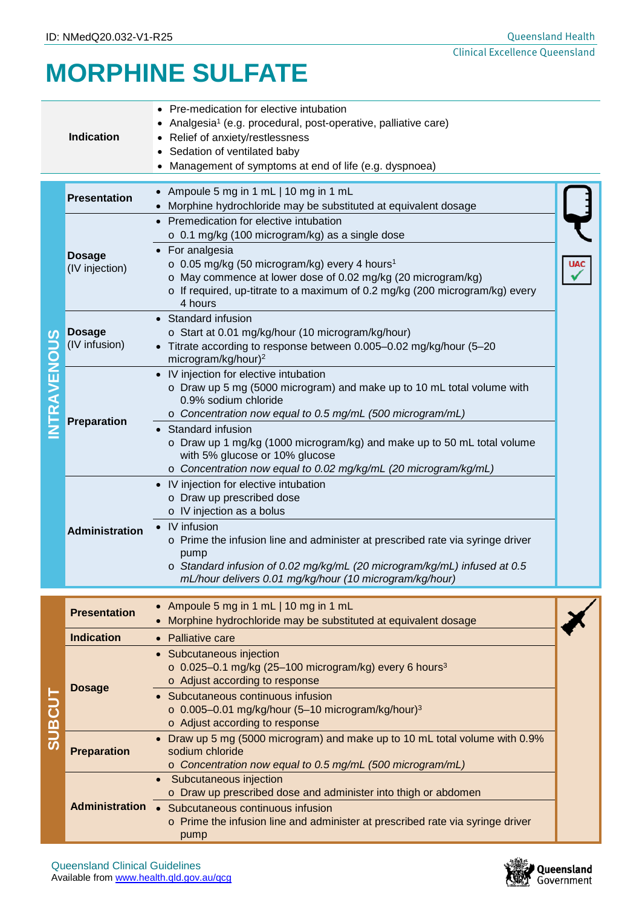ID: NMedQ20.032-V1-R25

# MORPHINE SULFATE

| **Indication** | • Pre-medication for elective intubation<br>• Analgesia[1] (e.g. procedural, post-operative, palliative care)<br>• Relief of anxiety/restlessness<br>• Sedation of ventilated baby<br>• Management of symptoms at end of life (e.g. dyspnoea) |
|---|---|

## INTRAVENOUS

UAC ✓

| | |
|---|---|
| **Presentation** | • Ampoule 5 mg in 1 mL \| 10 mg in 1 mL<br>• Morphine hydrochloride may be substituted at equivalent dosage |
| **Dosage** (IV injection) | • Premedication for elective intubation<br>  ○ 0.1 mg/kg (100 microgram/kg) as a single dose<br>• For analgesia<br>  ○ 0.05 mg/kg (50 microgram/kg) every 4 hours[1]<br>  ○ May commence at lower dose of 0.02 mg/kg (20 microgram/kg)<br>  ○ If required, up-titrate to a maximum of 0.2 mg/kg (200 microgram/kg) every 4 hours |
| **Dosage** (IV infusion) | • Standard infusion<br>  ○ Start at 0.01 mg/kg/hour (10 microgram/kg/hour)<br>• Titrate according to response between 0.005–0.02 mg/kg/hour (5–20 microgram/kg/hour)[2] |
| **Preparation** | • IV injection for elective intubation<br>  ○ Draw up 5 mg (5000 microgram) and make up to 10 mL total volume with 0.9% sodium chloride<br>  ○ *Concentration now equal to 0.5 mg/mL (500 microgram/mL)*<br>• Standard infusion<br>  ○ Draw up 1 mg/kg (1000 microgram/kg) and make up to 50 mL total volume with 5% glucose or 10% glucose<br>  ○ *Concentration now equal to 0.02 mg/kg/mL (20 microgram/kg/mL)* |
| **Administration** | • IV injection for elective intubation<br>  ○ Draw up prescribed dose<br>  ○ IV injection as a bolus<br>• IV infusion<br>  ○ Prime the infusion line and administer at prescribed rate via syringe driver pump<br>  ○ *Standard infusion of 0.02 mg/kg/mL (20 microgram/kg/mL) infused at 0.5 mL/hour delivers 0.01 mg/kg/hour (10 microgram/kg/hour)* |

## SUBCUT

| | |
|---|---|
| **Presentation** | • Ampoule 5 mg in 1 mL \| 10 mg in 1 mL<br>• Morphine hydrochloride may be substituted at equivalent dosage |
| **Indication** | • Palliative care |
| **Dosage** | • Subcutaneous injection<br>  ○ 0.025–0.1 mg/kg (25–100 microgram/kg) every 6 hours[3]<br>  ○ Adjust according to response<br>• Subcutaneous continuous infusion<br>  ○ 0.005–0.01 mg/kg/hour (5–10 microgram/kg/hour)[3]<br>  ○ Adjust according to response |
| **Preparation** | • Draw up 5 mg (5000 microgram) and make up to 10 mL total volume with 0.9% sodium chloride<br>  ○ *Concentration now equal to 0.5 mg/mL (500 microgram/mL)* |
| **Administration** | • Subcutaneous injection<br>  ○ Draw up prescribed dose and administer into thigh or abdomen<br>• Subcutaneous continuous infusion<br>  ○ Prime the infusion line and administer at prescribed rate via syringe driver pump |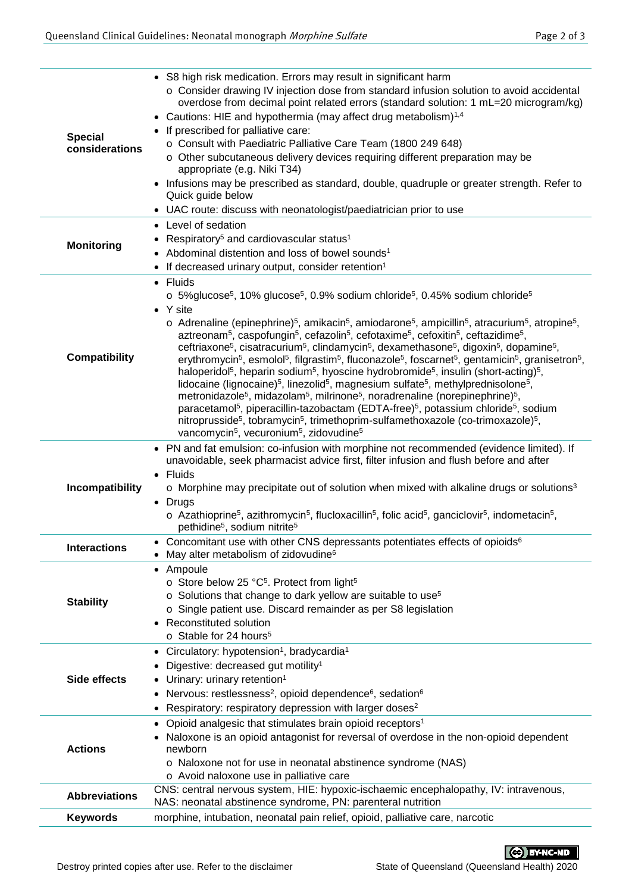| | |
|---|---|
| **Special considerations** | • S8 high risk medication. Errors may result in significant harm<br>  o Consider drawing IV injection dose from standard infusion solution to avoid accidental overdose from decimal point related errors (standard solution: 1 mL=20 microgram/kg)<br>• Cautions: HIE and hypothermia (may affect drug metabolism)[1,4]<br>• If prescribed for palliative care:<br>  o Consult with Paediatric Palliative Care Team (1800 249 648)<br>  o Other subcutaneous delivery devices requiring different preparation may be appropriate (e.g. Niki T34)<br>• Infusions may be prescribed as standard, double, quadruple or greater strength. Refer to Quick guide below<br>• UAC route: discuss with neonatologist/paediatrician prior to use |
| **Monitoring** | • Level of sedation<br>• Respiratory[5] and cardiovascular status[1]<br>• Abdominal distention and loss of bowel sounds[1]<br>• If decreased urinary output, consider retention[1] |
| **Compatibility** | • Fluids<br>  o 5%glucose[5], 10% glucose[5], 0.9% sodium chloride[5], 0.45% sodium chloride[5]<br>• Y site<br>  o Adrenaline (epinephrine)[5], amikacin[5], amiodarone[5], ampicillin[5], atracurium[5], atropine[5], aztreonam[5], caspofungin[5], cefazolin[5], cefotaxime[5], cefoxitin[5], ceftazidime[5], ceftriaxone[5], cisatracurium[5], clindamycin[5], dexamethasone[5], digoxin[5], dopamine[5], erythromycin[5], esmolol[5], filgrastim[5], fluconazole[5], foscarnet[5], gentamicin[5], granisetron[5], haloperidol[5], heparin sodium[5], hyoscine hydrobromide[5], insulin (short-acting)[5], lidocaine (lignocaine)[5], linezolid[5], magnesium sulfate[5], methylprednisolone[5], metronidazole[5], midazolam[5], milrinone[5], noradrenaline (norepinephrine)[5], paracetamol[5], piperacillin-tazobactam (EDTA-free)[5], potassium chloride[5], sodium nitroprusside[5], tobramycin[5], trimethoprim-sulfamethoxazole (co-trimoxazole)[5], vancomycin[5], vecuronium[5], zidovudine[5] |
| **Incompatibility** | • PN and fat emulsion: co-infusion with morphine not recommended (evidence limited). If unavoidable, seek pharmacist advice first, filter infusion and flush before and after<br>• Fluids<br>  o Morphine may precipitate out of solution when mixed with alkaline drugs or solutions[3]<br>• Drugs<br>  o Azathioprine[5], azithromycin[5], flucloxacillin[5], folic acid[5], ganciclovir[5], indometacin[5], pethidine[5], sodium nitrite[5] |
| **Interactions** | • Concomitant use with other CNS depressants potentiates effects of opioids[6]<br>• May alter metabolism of zidovudine[6] |
| **Stability** | • Ampoule<br>  o Store below 25 °C[5]. Protect from light[5]<br>  o Solutions that change to dark yellow are suitable to use[5]<br>  o Single patient use. Discard remainder as per S8 legislation<br>• Reconstituted solution<br>  o Stable for 24 hours[5] |
| **Side effects** | • Circulatory: hypotension[1], bradycardia[1]<br>• Digestive: decreased gut motility[1]<br>• Urinary: urinary retention[1]<br>• Nervous: restlessness[2], opioid dependence[6], sedation[6]<br>• Respiratory: respiratory depression with larger doses[2] |
| **Actions** | • Opioid analgesic that stimulates brain opioid receptors[1]<br>• Naloxone is an opioid antagonist for reversal of overdose in the non-opioid dependent newborn<br>  o Naloxone not for use in neonatal abstinence syndrome (NAS)<br>  o Avoid naloxone use in palliative care |
| **Abbreviations** | CNS: central nervous system, HIE: hypoxic-ischaemic encephalopathy, IV: intravenous, NAS: neonatal abstinence syndrome, PN: parenteral nutrition |
| **Keywords** | morphine, intubation, neonatal pain relief, opioid, palliative care, narcotic |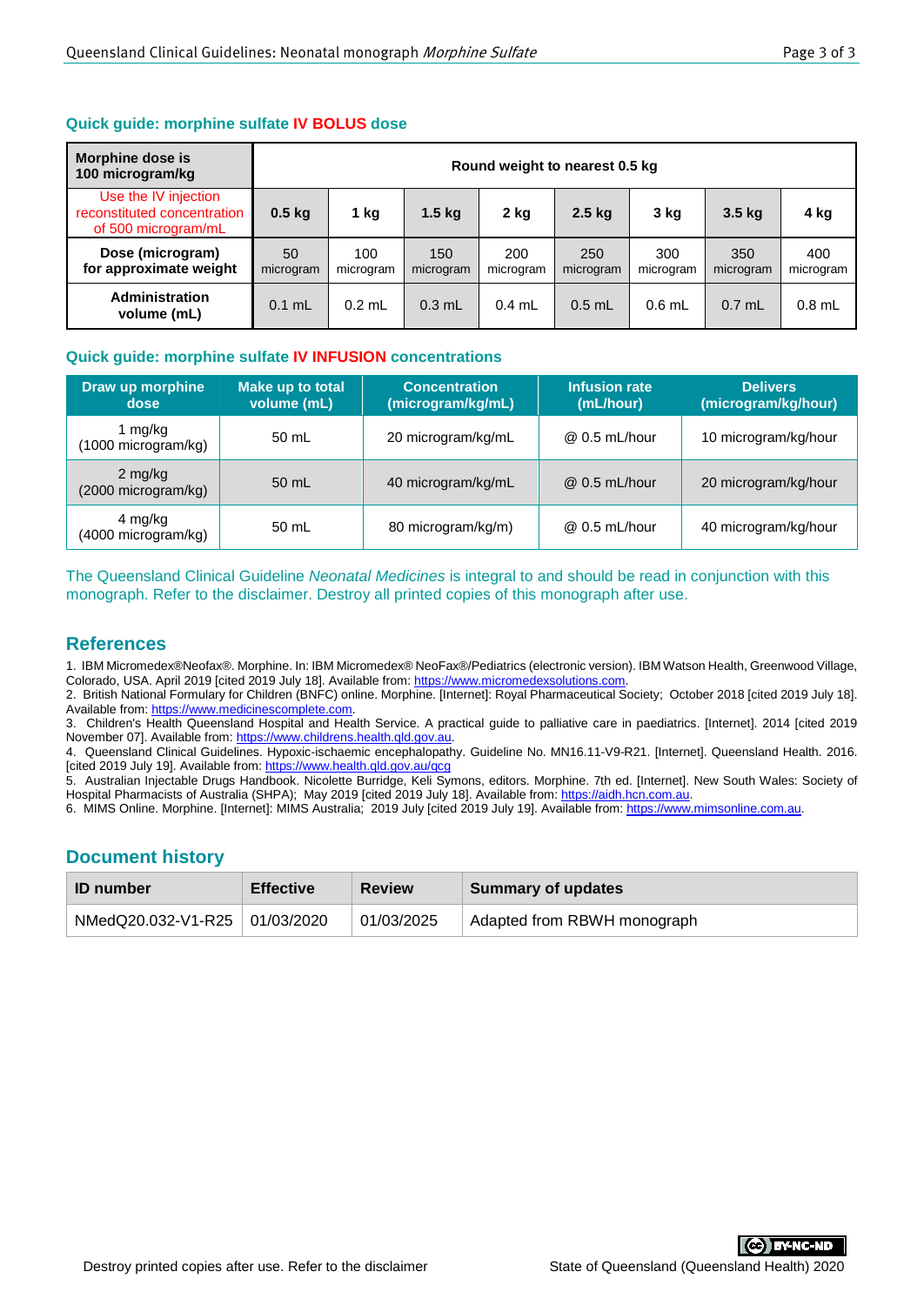### Quick guide: morphine sulfate IV BOLUS dose

| Morphine dose is 100 microgram/kg | Round weight to nearest 0.5 kg | | | | | | | |
|---|---|---|---|---|---|---|---|---|
| Use the IV injection reconstituted concentration of 500 microgram/mL | **0.5 kg** | **1 kg** | **1.5 kg** | **2 kg** | **2.5 kg** | **3 kg** | **3.5 kg** | **4 kg** |
| **Dose (microgram) for approximate weight** | 50 microgram | 100 microgram | 150 microgram | 200 microgram | 250 microgram | 300 microgram | 350 microgram | 400 microgram |
| **Administration volume (mL)** | 0.1 mL | 0.2 mL | 0.3 mL | 0.4 mL | 0.5 mL | 0.6 mL | 0.7 mL | 0.8 mL |

### Quick guide: morphine sulfate IV INFUSION concentrations

| Draw up morphine dose | Make up to total volume (mL) | Concentration (microgram/kg/mL) | Infusion rate (mL/hour) | Delivers (microgram/kg/hour) |
|---|---|---|---|---|
| 1 mg/kg (1000 microgram/kg) | 50 mL | 20 microgram/kg/mL | @ 0.5 mL/hour | 10 microgram/kg/hour |
| 2 mg/kg (2000 microgram/kg) | 50 mL | 40 microgram/kg/mL | @ 0.5 mL/hour | 20 microgram/kg/hour |
| 4 mg/kg (4000 microgram/kg) | 50 mL | 80 microgram/kg/m) | @ 0.5 mL/hour | 40 microgram/kg/hour |

The Queensland Clinical Guideline *Neonatal Medicines* is integral to and should be read in conjunction with this monograph. Refer to the disclaimer. Destroy all printed copies of this monograph after use.

## References

1. IBM Micromedex®Neofax®. Morphine. In: IBM Micromedex® NeoFax®/Pediatrics (electronic version). IBM Watson Health, Greenwood Village, Colorado, USA. April 2019 [cited 2019 July 18]. Available from: https://www.micromedexsolutions.com.
2. British National Formulary for Children (BNFC) online. Morphine. [Internet]: Royal Pharmaceutical Society; October 2018 [cited 2019 July 18]. Available from: https://www.medicinescomplete.com.
3. Children's Health Queensland Hospital and Health Service. A practical guide to palliative care in paediatrics. [Internet]. 2014 [cited 2019 November 07]. Available from: https://www.childrens.health.qld.gov.au.
4. Queensland Clinical Guidelines. Hypoxic-ischaemic encephalopathy. Guideline No. MN16.11-V9-R21. [Internet]. Queensland Health. 2016. [cited 2019 July 19]. Available from: https://www.health.qld.gov.au/qcg
5. Australian Injectable Drugs Handbook. Nicolette Burridge, Keli Symons, editors. Morphine. 7th ed. [Internet]. New South Wales: Society of Hospital Pharmacists of Australia (SHPA); May 2019 [cited 2019 July 18]. Available from: https://aidh.hcn.com.au.
6. MIMS Online. Morphine. [Internet]: MIMS Australia; 2019 July [cited 2019 July 19]. Available from: https://www.mimsonline.com.au.

## Document history

| ID number | Effective | Review | Summary of updates |
|---|---|---|---|
| NMedQ20.032-V1-R25 | 01/03/2020 | 01/03/2025 | Adapted from RBWH monograph |

Destroy printed copies after use. Refer to the disclaimer

State of Queensland (Queensland Health) 2020